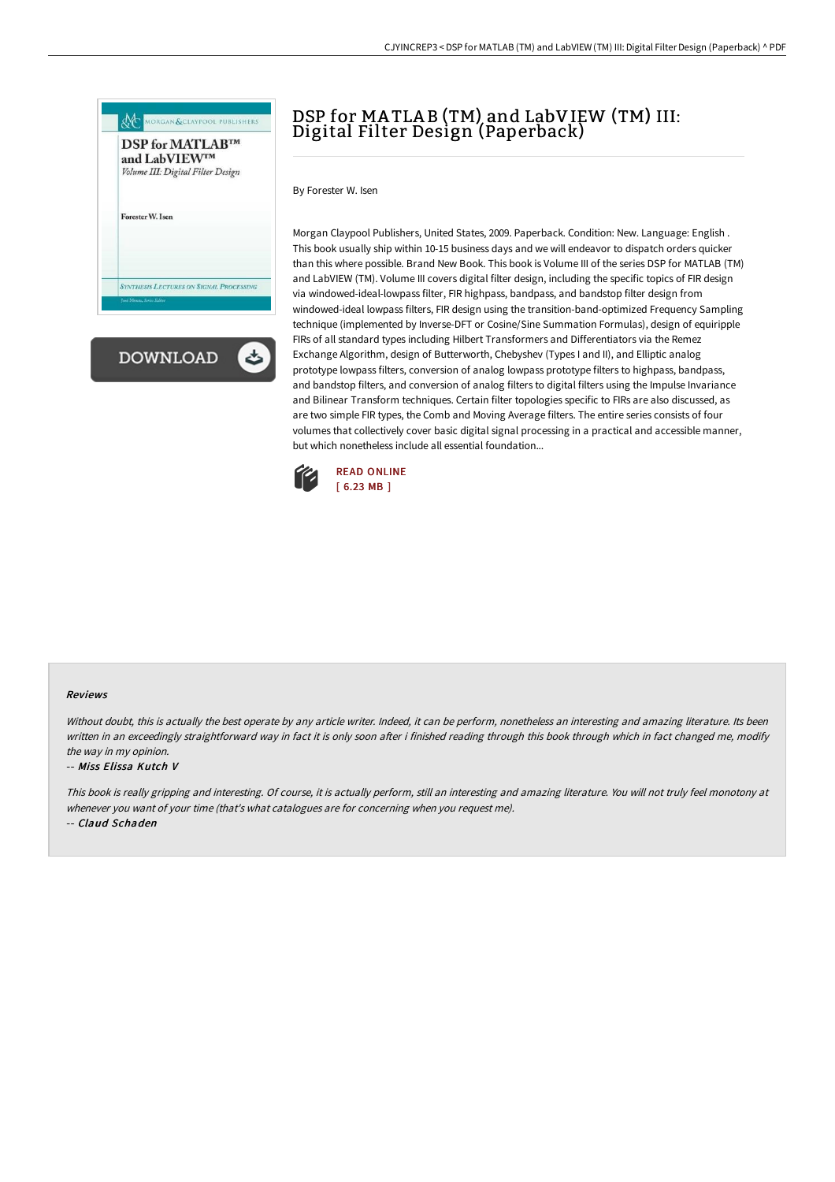# DSP for MATLAB (TM) and LabVIEW (TM) III: Digital Filter Design (Paperback)

By Forester W. Isen

Morgan Claypool Publishers, United States, 2009. Paperback. Condition: New. Language: English . This book usually ship within 10-15 business days and we will endeavor to dispatch orders quicker than this where possible. Brand New Book. This book is Volume III of the series DSP for MATLAB (TM) and LabVIEW (TM). Volume III covers digital filter design, including the specific topics of FIR design via windowed-ideal-lowpass filter, FIR highpass, bandpass, and bandstop filter design from windowed-ideal lowpass filters, FIR design using the transition-band-optimized Frequency Sampling technique (implemented by Inverse-DFT or Cosine/Sine Summation Formulas), design of equiripple FIRs of all standard types including Hilbert Transformers and Differentiators via the Remez Exchange Algorithm, design of Butterworth, Chebyshev (Types I and II), and Elliptic analog prototype lowpass filters, conversion of analog lowpass prototype filters to highpass, bandpass, and bandstop filters, and conversion of analog filters to digital filters using the Impulse Invariance and Bilinear Transform techniques. Certain filter topologies specific to FIRs are also discussed, as are two simple FIR types, the Comb and Moving Average filters. The entire series consists of four volumes that collectively cover basic digital signal processing in a practical and accessible manner, but which nonetheless include all essential foundation...

READ ONLINE
[ 6.23 MB ]

### Reviews

*Without doubt, this is actually the best operate by any article writer. Indeed, it can be perform, nonetheless an interesting and amazing literature. Its been written in an exceedingly straightforward way in fact it is only soon after i finished reading through this book through which in fact changed me, modify the way in my opinion.*

-- *Miss Elissa Kutch V*

*This book is really gripping and interesting. Of course, it is actually perform, still an interesting and amazing literature. You will not truly feel monotony at whenever you want of your time (that's what catalogues are for concerning when you request me).*

-- *Claud Schaden*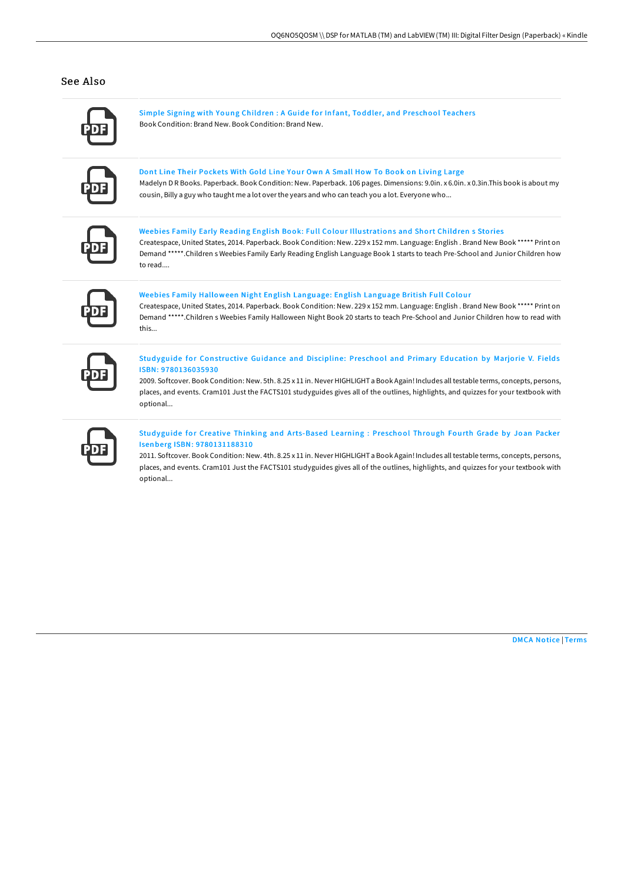## See Also

**Simple Signing with Young Children : A Guide for Infant, Toddler, and Preschool Teachers**
Book Condition: Brand New. Book Condition: Brand New.

**Dont Line Their Pockets With Gold Line Your Own A Small How To Book on Living Large**
Madelyn D R Books. Paperback. Book Condition: New. Paperback. 106 pages. Dimensions: 9.0in. x 6.0in. x 0.3in.This book is about my cousin, Billy a guy who taught me a lot over the years and who can teach you a lot. Everyone who...

**Weebies Family Early Reading English Book: Full Colour Illustrations and Short Children s Stories**
Createspace, United States, 2014. Paperback. Book Condition: New. 229 x 152 mm. Language: English . Brand New Book ***** Print on Demand *****.Children s Weebies Family Early Reading English Language Book 1 starts to teach Pre-School and Junior Children how to read....

**Weebies Family Halloween Night English Language: English Language British Full Colour**
Createspace, United States, 2014. Paperback. Book Condition: New. 229 x 152 mm. Language: English . Brand New Book ***** Print on Demand *****.Children s Weebies Family Halloween Night Book 20 starts to teach Pre-School and Junior Children how to read with this...

**Studyguide for Constructive Guidance and Discipline: Preschool and Primary Education by Marjorie V. Fields ISBN: 9780136035930**
2009. Softcover. Book Condition: New. 5th. 8.25 x 11 in. Never HIGHLIGHT a Book Again! Includes all testable terms, concepts, persons, places, and events. Cram101 Just the FACTS101 studyguides gives all of the outlines, highlights, and quizzes for your textbook with optional...

**Studyguide for Creative Thinking and Arts-Based Learning : Preschool Through Fourth Grade by Joan Packer Isenberg ISBN: 9780131188310**
2011. Softcover. Book Condition: New. 4th. 8.25 x 11 in. Never HIGHLIGHT a Book Again! Includes all testable terms, concepts, persons, places, and events. Cram101 Just the FACTS101 studyguides gives all of the outlines, highlights, and quizzes for your textbook with optional...

DMCA Notice | Terms